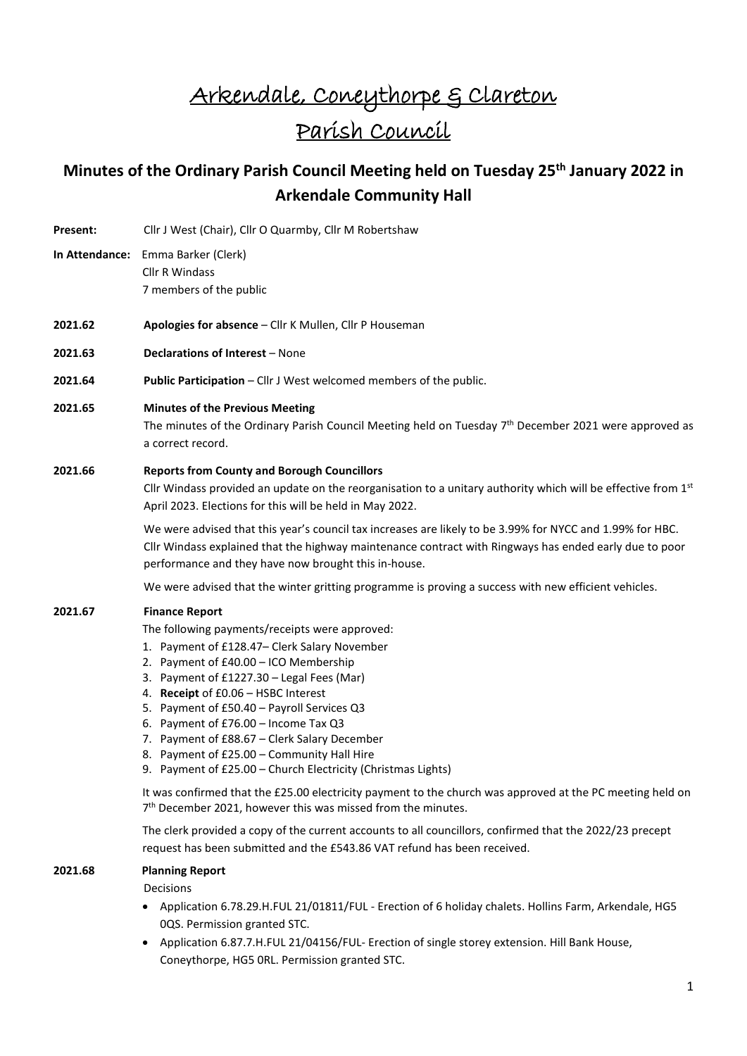# Arkendale, Coneythorpe & Clareton Parish Council

## Minutes of the Ordinary Parish Council Meeting held on Tuesday 25th January 2022 in Arkendale Community Hall

**Present:** Cllr J West (Chair), Cllr O Quarmby, Cllr M Robertshaw

**In Attendance:** Emma Barker (Clerk)
Cllr R Windass
7 members of the public

**2021.62** **Apologies for absence** – Cllr K Mullen, Cllr P Houseman

**2021.63** **Declarations of Interest** – None

**2021.64** **Public Participation** – Cllr J West welcomed members of the public.

**2021.65** **Minutes of the Previous Meeting**

The minutes of the Ordinary Parish Council Meeting held on Tuesday 7th December 2021 were approved as a correct record.

**2021.66** **Reports from County and Borough Councillors**

Cllr Windass provided an update on the reorganisation to a unitary authority which will be effective from 1st April 2023. Elections for this will be held in May 2022.

We were advised that this year's council tax increases are likely to be 3.99% for NYCC and 1.99% for HBC. Cllr Windass explained that the highway maintenance contract with Ringways has ended early due to poor performance and they have now brought this in-house.

We were advised that the winter gritting programme is proving a success with new efficient vehicles.

**2021.67** **Finance Report**

The following payments/receipts were approved:

1. Payment of £128.47– Clerk Salary November
2. Payment of £40.00 – ICO Membership
3. Payment of £1227.30 – Legal Fees (Mar)
4. **Receipt** of £0.06 – HSBC Interest
5. Payment of £50.40 – Payroll Services Q3
6. Payment of £76.00 – Income Tax Q3
7. Payment of £88.67 – Clerk Salary December
8. Payment of £25.00 – Community Hall Hire
9. Payment of £25.00 – Church Electricity (Christmas Lights)

It was confirmed that the £25.00 electricity payment to the church was approved at the PC meeting held on 7th December 2021, however this was missed from the minutes.

The clerk provided a copy of the current accounts to all councillors, confirmed that the 2022/23 precept request has been submitted and the £543.86 VAT refund has been received.

**2021.68** **Planning Report**

Decisions

- Application 6.78.29.H.FUL 21/01811/FUL - Erection of 6 holiday chalets. Hollins Farm, Arkendale, HG5 0QS. Permission granted STC.
- Application 6.87.7.H.FUL 21/04156/FUL- Erection of single storey extension. Hill Bank House, Coneythorpe, HG5 0RL. Permission granted STC.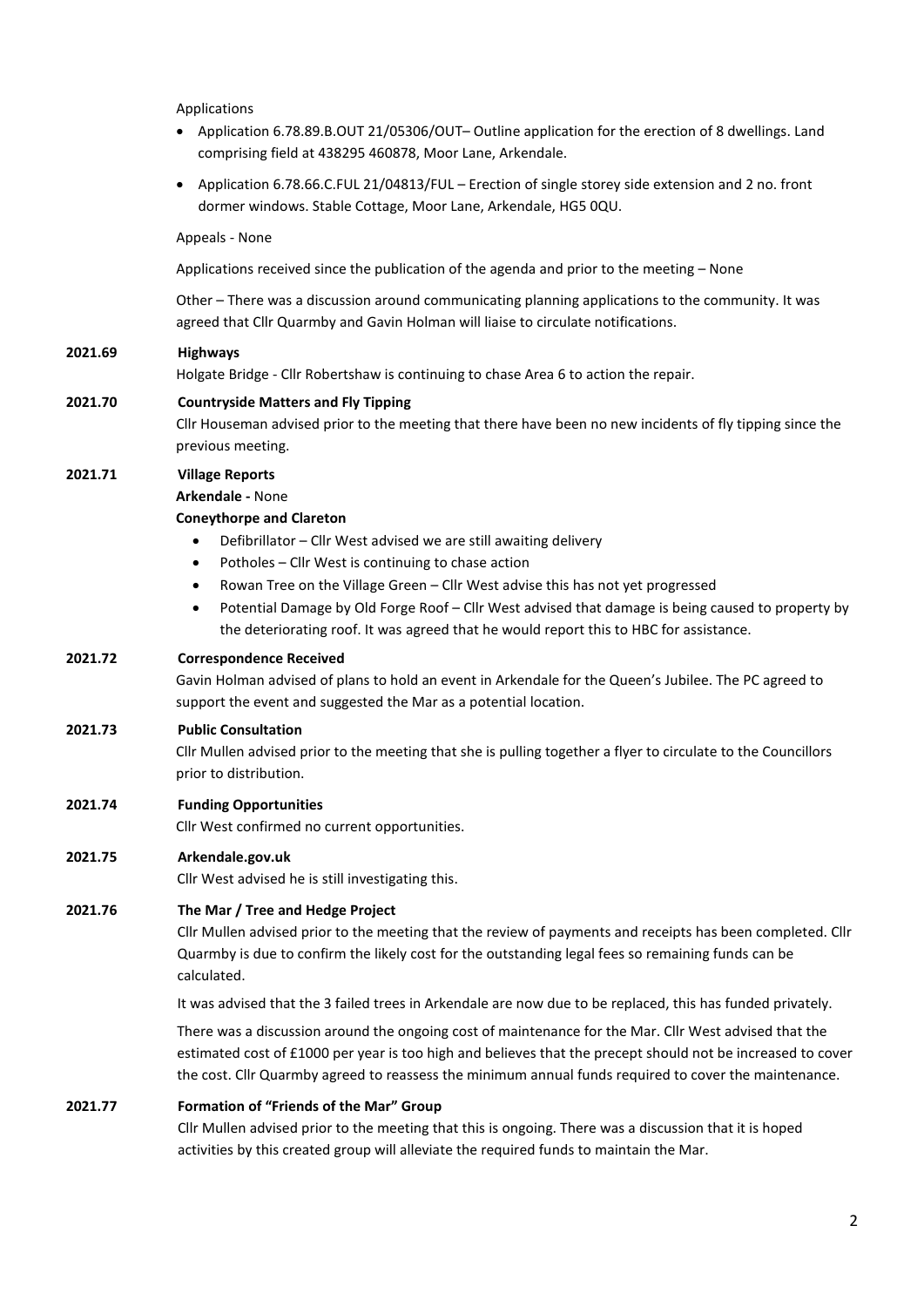Applications

- Application 6.78.89.B.OUT 21/05306/OUT– Outline application for the erection of 8 dwellings. Land comprising field at 438295 460878, Moor Lane, Arkendale.
- Application 6.78.66.C.FUL 21/04813/FUL – Erection of single storey side extension and 2 no. front dormer windows. Stable Cottage, Moor Lane, Arkendale, HG5 0QU.

Appeals - None

Applications received since the publication of the agenda and prior to the meeting – None

Other – There was a discussion around communicating planning applications to the community. It was agreed that Cllr Quarmby and Gavin Holman will liaise to circulate notifications.

**2021.69 Highways**

Holgate Bridge - Cllr Robertshaw is continuing to chase Area 6 to action the repair.

**2021.70 Countryside Matters and Fly Tipping**

Cllr Houseman advised prior to the meeting that there have been no new incidents of fly tipping since the previous meeting.

**2021.71 Village Reports**

**Arkendale -** None

**Coneythorpe and Clareton**

- Defibrillator – Cllr West advised we are still awaiting delivery
- Potholes – Cllr West is continuing to chase action
- Rowan Tree on the Village Green – Cllr West advise this has not yet progressed
- Potential Damage by Old Forge Roof – Cllr West advised that damage is being caused to property by the deteriorating roof. It was agreed that he would report this to HBC for assistance.

**2021.72 Correspondence Received**

Gavin Holman advised of plans to hold an event in Arkendale for the Queen's Jubilee. The PC agreed to support the event and suggested the Mar as a potential location.

**2021.73 Public Consultation**

Cllr Mullen advised prior to the meeting that she is pulling together a flyer to circulate to the Councillors prior to distribution.

**2021.74 Funding Opportunities**

Cllr West confirmed no current opportunities.

**2021.75 Arkendale.gov.uk**

Cllr West advised he is still investigating this.

**2021.76 The Mar / Tree and Hedge Project**

Cllr Mullen advised prior to the meeting that the review of payments and receipts has been completed. Cllr Quarmby is due to confirm the likely cost for the outstanding legal fees so remaining funds can be calculated.

It was advised that the 3 failed trees in Arkendale are now due to be replaced, this has funded privately.

There was a discussion around the ongoing cost of maintenance for the Mar. Cllr West advised that the estimated cost of £1000 per year is too high and believes that the precept should not be increased to cover the cost. Cllr Quarmby agreed to reassess the minimum annual funds required to cover the maintenance.

**2021.77 Formation of "Friends of the Mar" Group**

Cllr Mullen advised prior to the meeting that this is ongoing. There was a discussion that it is hoped activities by this created group will alleviate the required funds to maintain the Mar.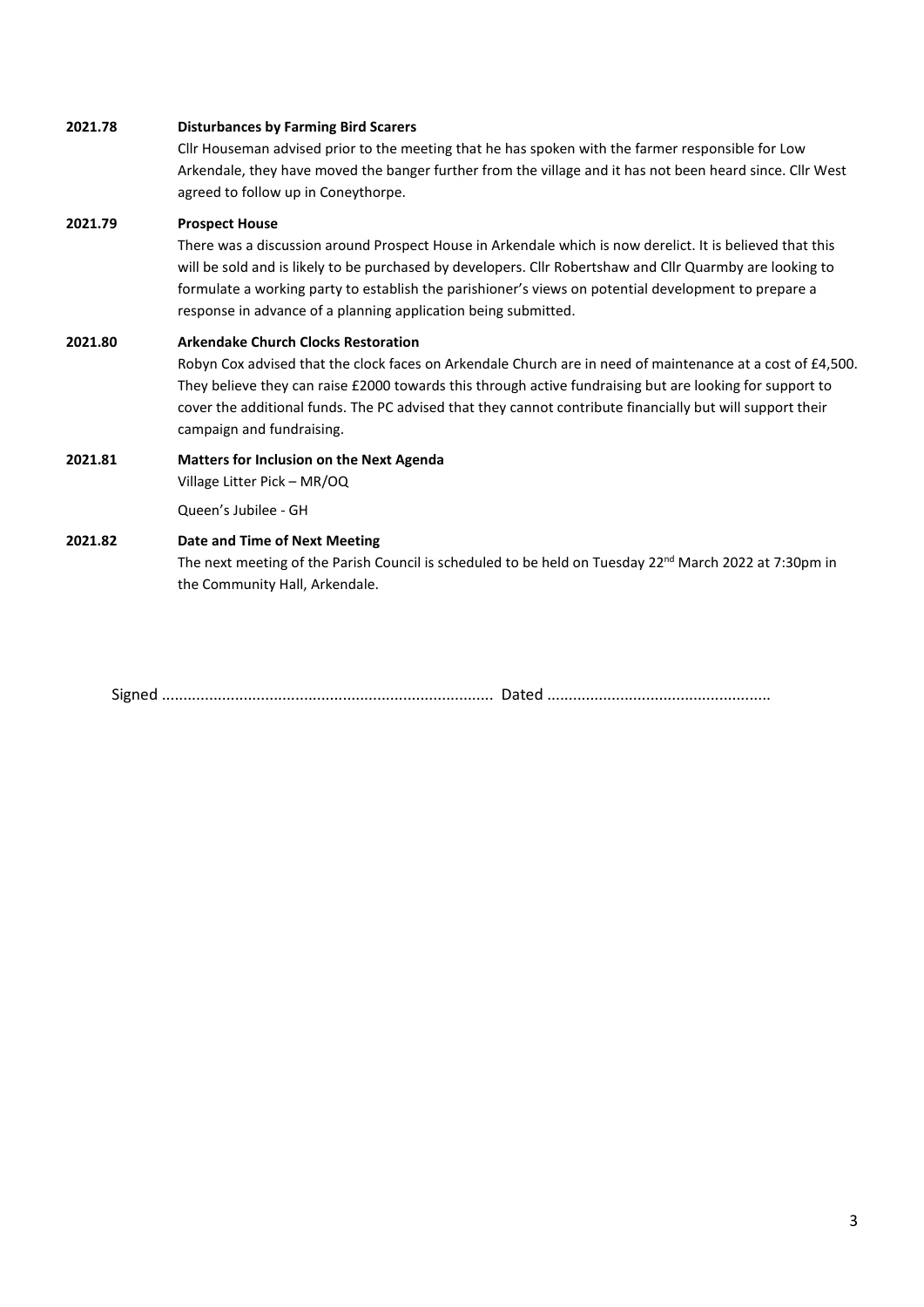**2021.78 Disturbances by Farming Bird Scarers**

Cllr Houseman advised prior to the meeting that he has spoken with the farmer responsible for Low Arkendale, they have moved the banger further from the village and it has not been heard since. Cllr West agreed to follow up in Coneythorpe.

**2021.79 Prospect House**

There was a discussion around Prospect House in Arkendale which is now derelict. It is believed that this will be sold and is likely to be purchased by developers. Cllr Robertshaw and Cllr Quarmby are looking to formulate a working party to establish the parishioner's views on potential development to prepare a response in advance of a planning application being submitted.

**2021.80 Arkendake Church Clocks Restoration**

Robyn Cox advised that the clock faces on Arkendale Church are in need of maintenance at a cost of £4,500. They believe they can raise £2000 towards this through active fundraising but are looking for support to cover the additional funds. The PC advised that they cannot contribute financially but will support their campaign and fundraising.

**2021.81 Matters for Inclusion on the Next Agenda**

Village Litter Pick – MR/OQ

Queen's Jubilee - GH

**2021.82 Date and Time of Next Meeting**

The next meeting of the Parish Council is scheduled to be held on Tuesday 22nd March 2022 at 7:30pm in the Community Hall, Arkendale.

Signed ............................................................................ Dated ...................................................